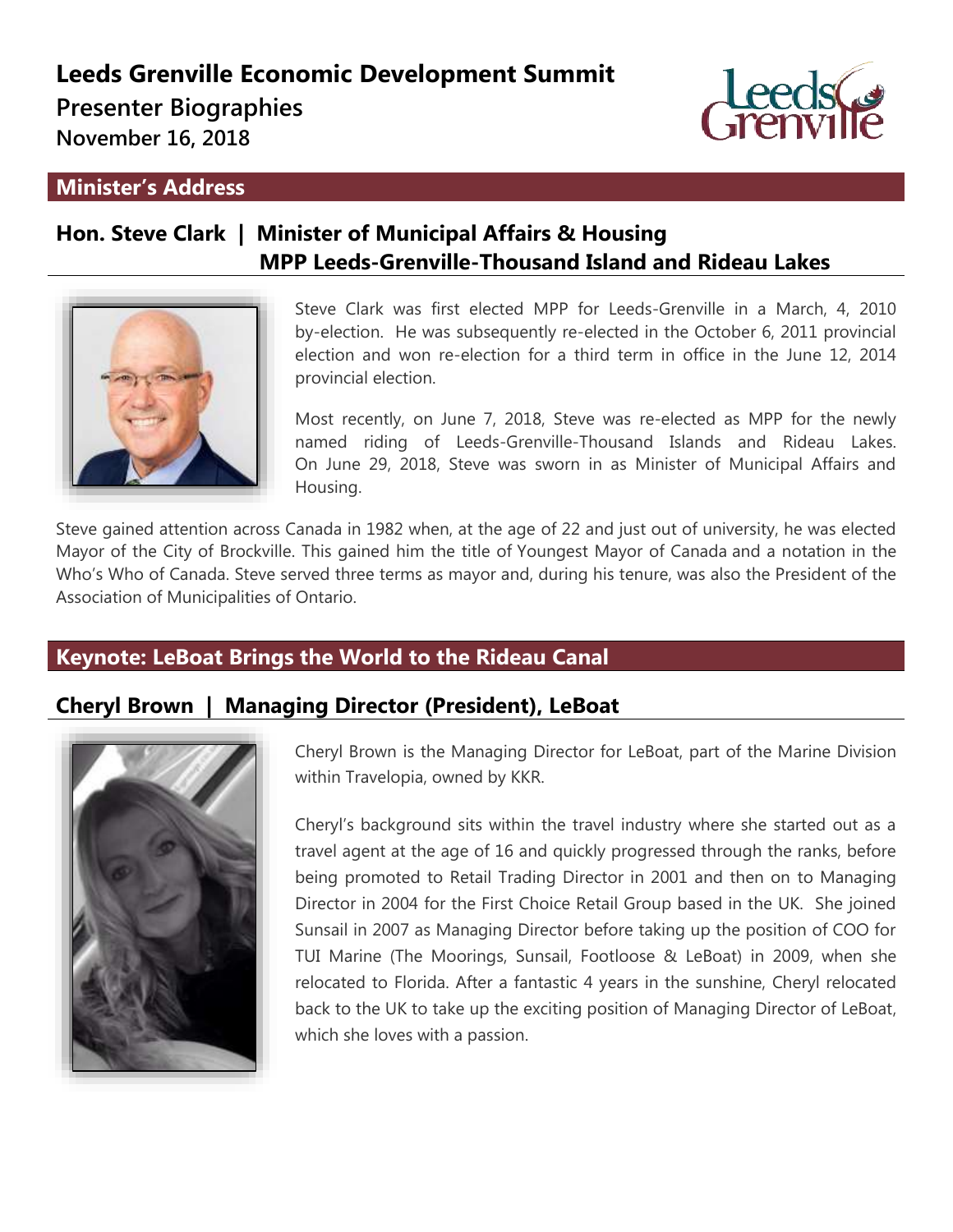# Leeds Grenville Economic Development Summit

**Presenter Biographies**

**November 16, 2018**

## Minister's Address

### Hon. Steve Clark | Minister of Municipal Affairs & Housing MPP Leeds-Grenville-Thousand Island and Rideau Lakes

Steve Clark was first elected MPP for Leeds-Grenville in a March, 4, 2010 by-election. He was subsequently re-elected in the October 6, 2011 provincial election and won re-election for a third term in office in the June 12, 2014 provincial election.

Most recently, on June 7, 2018, Steve was re-elected as MPP for the newly named riding of Leeds-Grenville-Thousand Islands and Rideau Lakes. On June 29, 2018, Steve was sworn in as Minister of Municipal Affairs and Housing.

Steve gained attention across Canada in 1982 when, at the age of 22 and just out of university, he was elected Mayor of the City of Brockville. This gained him the title of Youngest Mayor of Canada and a notation in the Who's Who of Canada. Steve served three terms as mayor and, during his tenure, was also the President of the Association of Municipalities of Ontario.

## Keynote: LeBoat Brings the World to the Rideau Canal

### Cheryl Brown | Managing Director (President), LeBoat

Cheryl Brown is the Managing Director for LeBoat, part of the Marine Division within Travelopia, owned by KKR.

Cheryl's background sits within the travel industry where she started out as a travel agent at the age of 16 and quickly progressed through the ranks, before being promoted to Retail Trading Director in 2001 and then on to Managing Director in 2004 for the First Choice Retail Group based in the UK. She joined Sunsail in 2007 as Managing Director before taking up the position of COO for TUI Marine (The Moorings, Sunsail, Footloose & LeBoat) in 2009, when she relocated to Florida. After a fantastic 4 years in the sunshine, Cheryl relocated back to the UK to take up the exciting position of Managing Director of LeBoat, which she loves with a passion.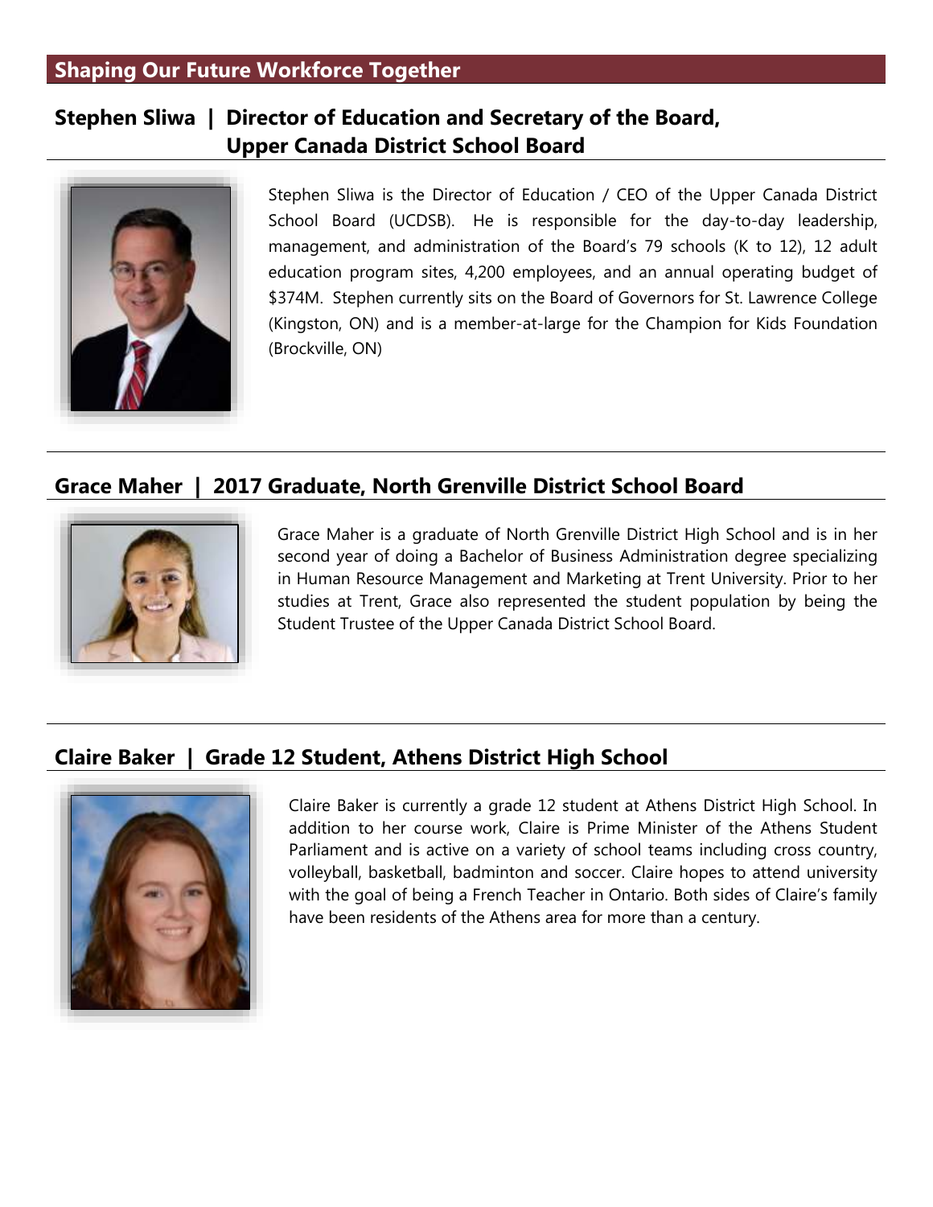## Shaping Our Future Workforce Together

### Stephen Sliwa | Director of Education and Secretary of the Board, Upper Canada District School Board

Stephen Sliwa is the Director of Education / CEO of the Upper Canada District School Board (UCDSB). He is responsible for the day-to-day leadership, management, and administration of the Board's 79 schools (K to 12), 12 adult education program sites, 4,200 employees, and an annual operating budget of $374M. Stephen currently sits on the Board of Governors for St. Lawrence College (Kingston, ON) and is a member-at-large for the Champion for Kids Foundation (Brockville, ON)

### Grace Maher | 2017 Graduate, North Grenville District School Board

Grace Maher is a graduate of North Grenville District High School and is in her second year of doing a Bachelor of Business Administration degree specializing in Human Resource Management and Marketing at Trent University. Prior to her studies at Trent, Grace also represented the student population by being the Student Trustee of the Upper Canada District School Board.

### Claire Baker | Grade 12 Student, Athens District High School

Claire Baker is currently a grade 12 student at Athens District High School. In addition to her course work, Claire is Prime Minister of the Athens Student Parliament and is active on a variety of school teams including cross country, volleyball, basketball, badminton and soccer. Claire hopes to attend university with the goal of being a French Teacher in Ontario. Both sides of Claire's family have been residents of the Athens area for more than a century.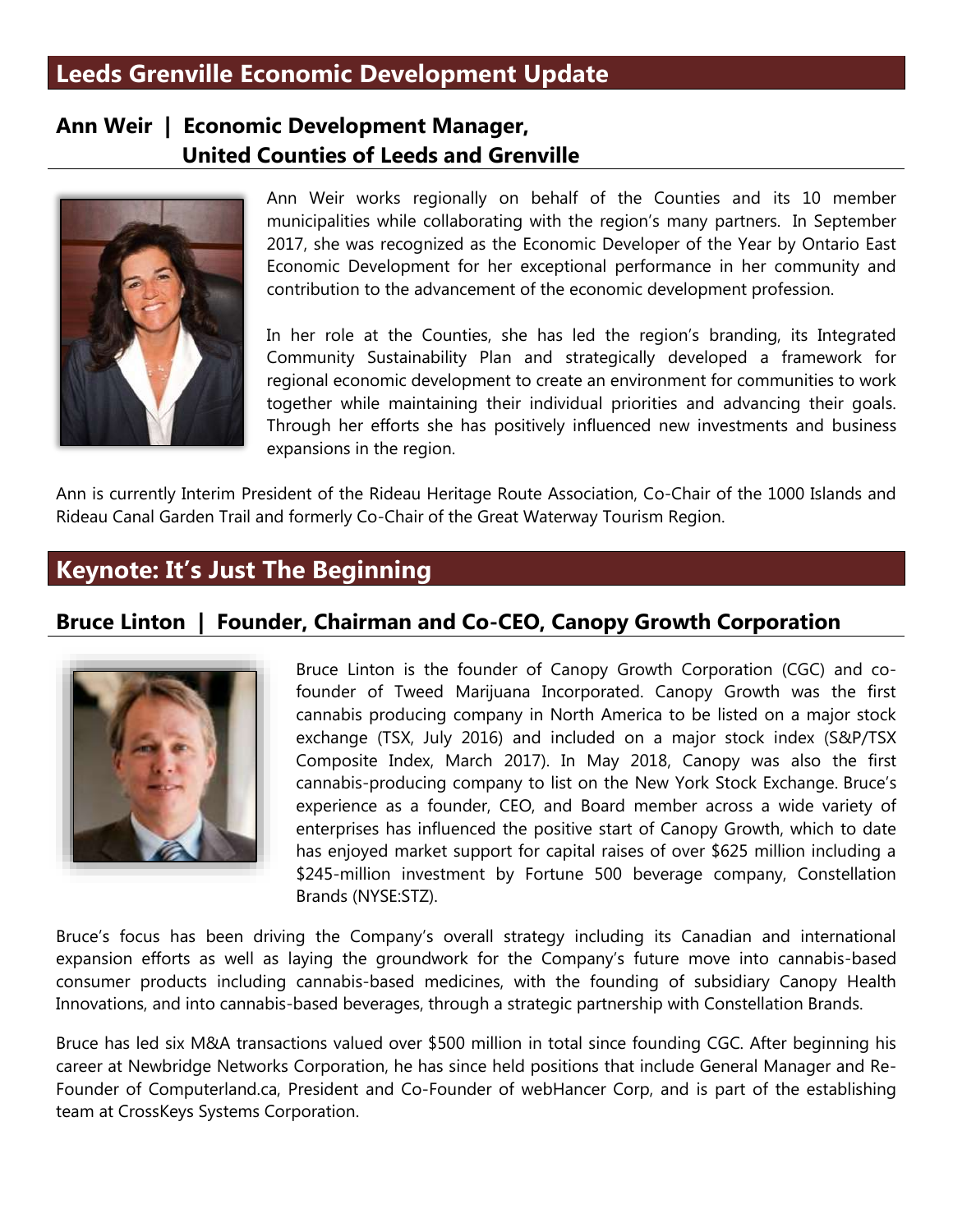## Leeds Grenville Economic Development Update

### Ann Weir | Economic Development Manager, United Counties of Leeds and Grenville

Ann Weir works regionally on behalf of the Counties and its 10 member municipalities while collaborating with the region's many partners. In September 2017, she was recognized as the Economic Developer of the Year by Ontario East Economic Development for her exceptional performance in her community and contribution to the advancement of the economic development profession.

In her role at the Counties, she has led the region's branding, its Integrated Community Sustainability Plan and strategically developed a framework for regional economic development to create an environment for communities to work together while maintaining their individual priorities and advancing their goals. Through her efforts she has positively influenced new investments and business expansions in the region.

Ann is currently Interim President of the Rideau Heritage Route Association, Co-Chair of the 1000 Islands and Rideau Canal Garden Trail and formerly Co-Chair of the Great Waterway Tourism Region.

## Keynote: It's Just The Beginning

### Bruce Linton | Founder, Chairman and Co-CEO, Canopy Growth Corporation

Bruce Linton is the founder of Canopy Growth Corporation (CGC) and co-founder of Tweed Marijuana Incorporated. Canopy Growth was the first cannabis producing company in North America to be listed on a major stock exchange (TSX, July 2016) and included on a major stock index (S&P/TSX Composite Index, March 2017). In May 2018, Canopy was also the first cannabis-producing company to list on the New York Stock Exchange. Bruce's experience as a founder, CEO, and Board member across a wide variety of enterprises has influenced the positive start of Canopy Growth, which to date has enjoyed market support for capital raises of over $625 million including a $245-million investment by Fortune 500 beverage company, Constellation Brands (NYSE:STZ).

Bruce's focus has been driving the Company's overall strategy including its Canadian and international expansion efforts as well as laying the groundwork for the Company's future move into cannabis-based consumer products including cannabis-based medicines, with the founding of subsidiary Canopy Health Innovations, and into cannabis-based beverages, through a strategic partnership with Constellation Brands.

Bruce has led six M&A transactions valued over $500 million in total since founding CGC. After beginning his career at Newbridge Networks Corporation, he has since held positions that include General Manager and Re-Founder of Computerland.ca, President and Co-Founder of webHancer Corp, and is part of the establishing team at CrossKeys Systems Corporation.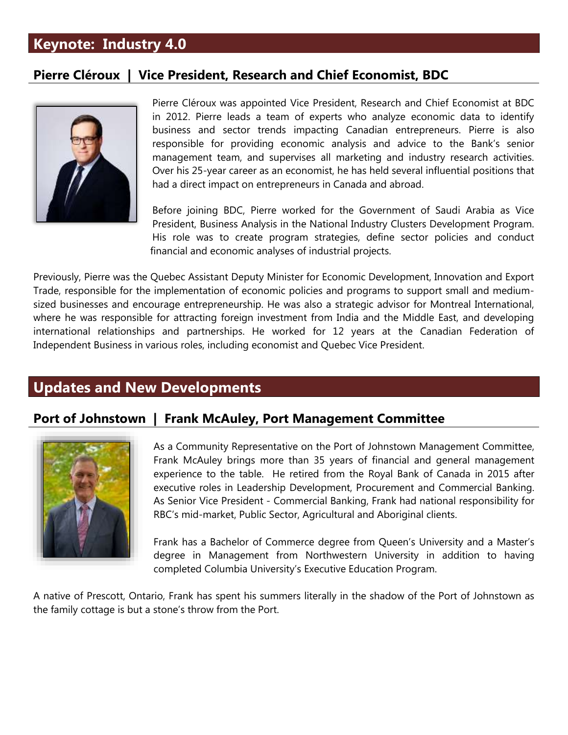## Keynote: Industry 4.0

### Pierre Cléroux | Vice President, Research and Chief Economist, BDC

Pierre Cléroux was appointed Vice President, Research and Chief Economist at BDC in 2012. Pierre leads a team of experts who analyze economic data to identify business and sector trends impacting Canadian entrepreneurs. Pierre is also responsible for providing economic analysis and advice to the Bank's senior management team, and supervises all marketing and industry research activities. Over his 25-year career as an economist, he has held several influential positions that had a direct impact on entrepreneurs in Canada and abroad.

Before joining BDC, Pierre worked for the Government of Saudi Arabia as Vice President, Business Analysis in the National Industry Clusters Development Program. His role was to create program strategies, define sector policies and conduct financial and economic analyses of industrial projects.

Previously, Pierre was the Quebec Assistant Deputy Minister for Economic Development, Innovation and Export Trade, responsible for the implementation of economic policies and programs to support small and medium-sized businesses and encourage entrepreneurship. He was also a strategic advisor for Montreal International, where he was responsible for attracting foreign investment from India and the Middle East, and developing international relationships and partnerships. He worked for 12 years at the Canadian Federation of Independent Business in various roles, including economist and Quebec Vice President.

## Updates and New Developments

### Port of Johnstown | Frank McAuley, Port Management Committee

As a Community Representative on the Port of Johnstown Management Committee, Frank McAuley brings more than 35 years of financial and general management experience to the table. He retired from the Royal Bank of Canada in 2015 after executive roles in Leadership Development, Procurement and Commercial Banking. As Senior Vice President - Commercial Banking, Frank had national responsibility for RBC's mid-market, Public Sector, Agricultural and Aboriginal clients.

Frank has a Bachelor of Commerce degree from Queen's University and a Master's degree in Management from Northwestern University in addition to having completed Columbia University's Executive Education Program.

A native of Prescott, Ontario, Frank has spent his summers literally in the shadow of the Port of Johnstown as the family cottage is but a stone's throw from the Port.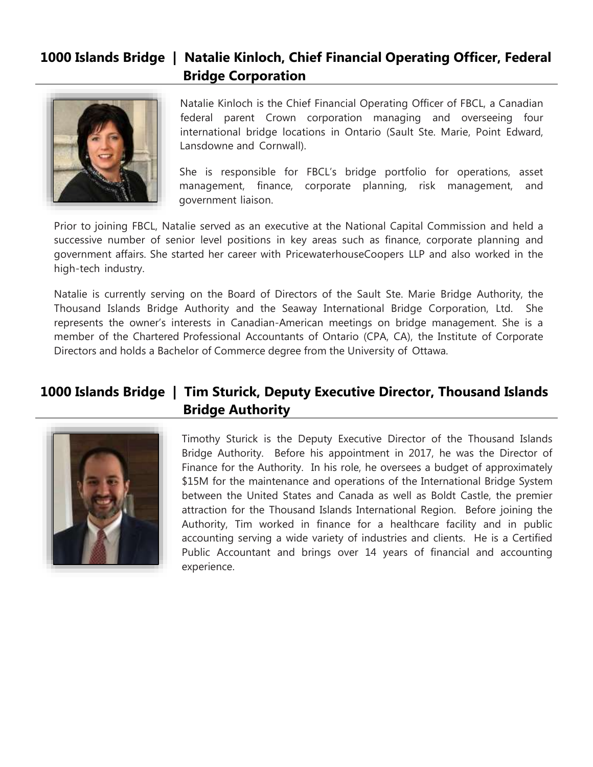## 1000 Islands Bridge | Natalie Kinloch, Chief Financial Operating Officer, Federal Bridge Corporation

Natalie Kinloch is the Chief Financial Operating Officer of FBCL, a Canadian federal parent Crown corporation managing and overseeing four international bridge locations in Ontario (Sault Ste. Marie, Point Edward, Lansdowne and Cornwall).

She is responsible for FBCL's bridge portfolio for operations, asset management, finance, corporate planning, risk management, and government liaison.

Prior to joining FBCL, Natalie served as an executive at the National Capital Commission and held a successive number of senior level positions in key areas such as finance, corporate planning and government affairs. She started her career with PricewaterhouseCoopers LLP and also worked in the high-tech industry.

Natalie is currently serving on the Board of Directors of the Sault Ste. Marie Bridge Authority, the Thousand Islands Bridge Authority and the Seaway International Bridge Corporation, Ltd. She represents the owner's interests in Canadian-American meetings on bridge management. She is a member of the Chartered Professional Accountants of Ontario (CPA, CA), the Institute of Corporate Directors and holds a Bachelor of Commerce degree from the University of Ottawa.

## 1000 Islands Bridge | Tim Sturick, Deputy Executive Director, Thousand Islands Bridge Authority

Timothy Sturick is the Deputy Executive Director of the Thousand Islands Bridge Authority. Before his appointment in 2017, he was the Director of Finance for the Authority. In his role, he oversees a budget of approximately $15M for the maintenance and operations of the International Bridge System between the United States and Canada as well as Boldt Castle, the premier attraction for the Thousand Islands International Region. Before joining the Authority, Tim worked in finance for a healthcare facility and in public accounting serving a wide variety of industries and clients. He is a Certified Public Accountant and brings over 14 years of financial and accounting experience.